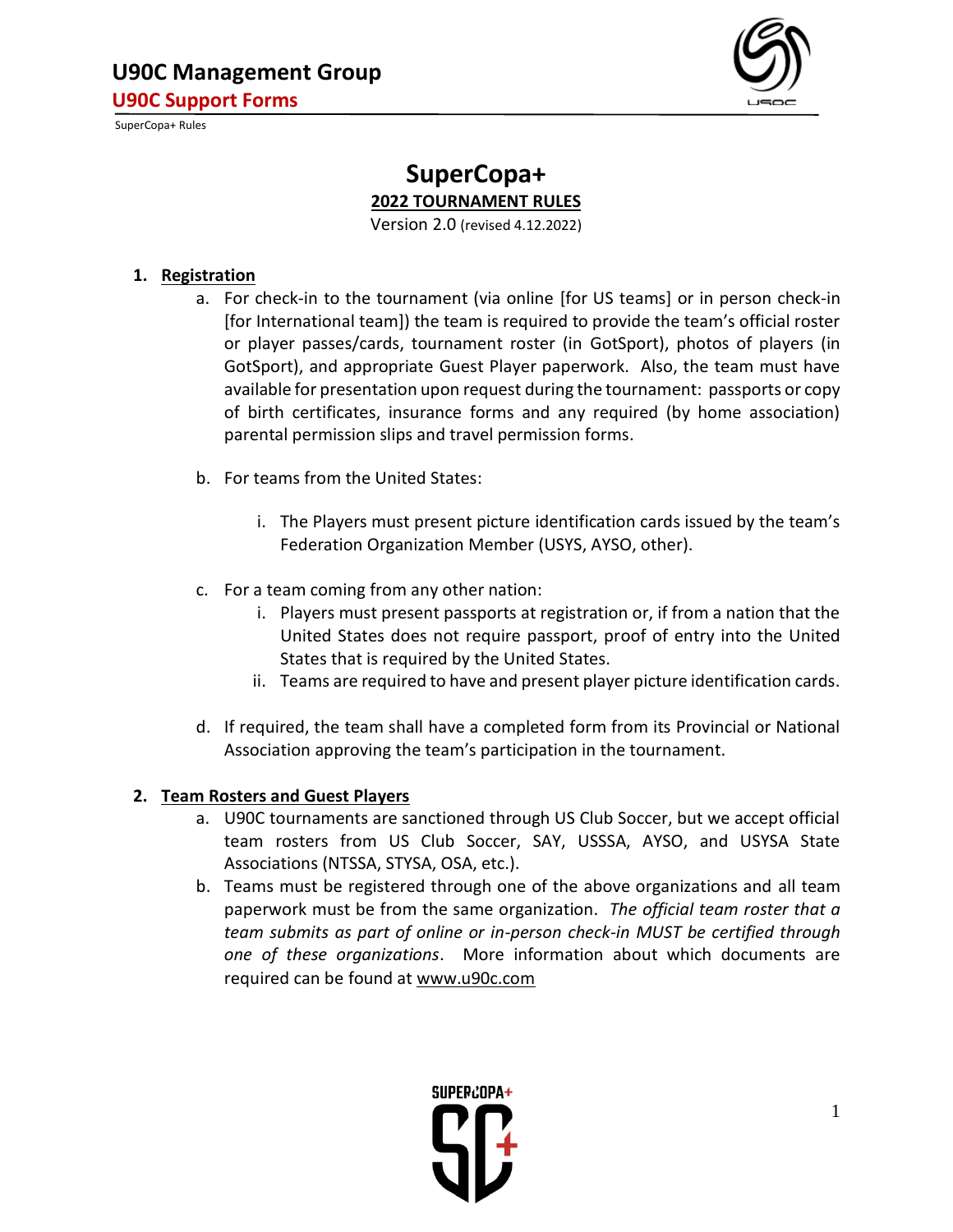# SuperCopa+

## 2022 TOURNAMENT RULES

Version 2.0 (revised 4.12.2022)

1. **Registration**
   a. For check-in to the tournament (via online [for US teams] or in person check-in [for International team]) the team is required to provide the team's official roster or player passes/cards, tournament roster (in GotSport), photos of players (in GotSport), and appropriate Guest Player paperwork. Also, the team must have available for presentation upon request during the tournament: passports or copy of birth certificates, insurance forms and any required (by home association) parental permission slips and travel permission forms.

   b. For teams from the United States:

      i. The Players must present picture identification cards issued by the team's Federation Organization Member (USYS, AYSO, other).

   c. For a team coming from any other nation:
      i. Players must present passports at registration or, if from a nation that the United States does not require passport, proof of entry into the United States that is required by the United States.
      ii. Teams are required to have and present player picture identification cards.

   d. If required, the team shall have a completed form from its Provincial or National Association approving the team's participation in the tournament.

2. **Team Rosters and Guest Players**
   a. U90C tournaments are sanctioned through US Club Soccer, but we accept official team rosters from US Club Soccer, SAY, USSSA, AYSO, and USYSA State Associations (NTSSA, STYSA, OSA, etc.).
   b. Teams must be registered through one of the above organizations and all team paperwork must be from the same organization. *The official team roster that a team submits as part of online or in-person check-in MUST be certified through one of these organizations*. More information about which documents are required can be found at www.u90c.com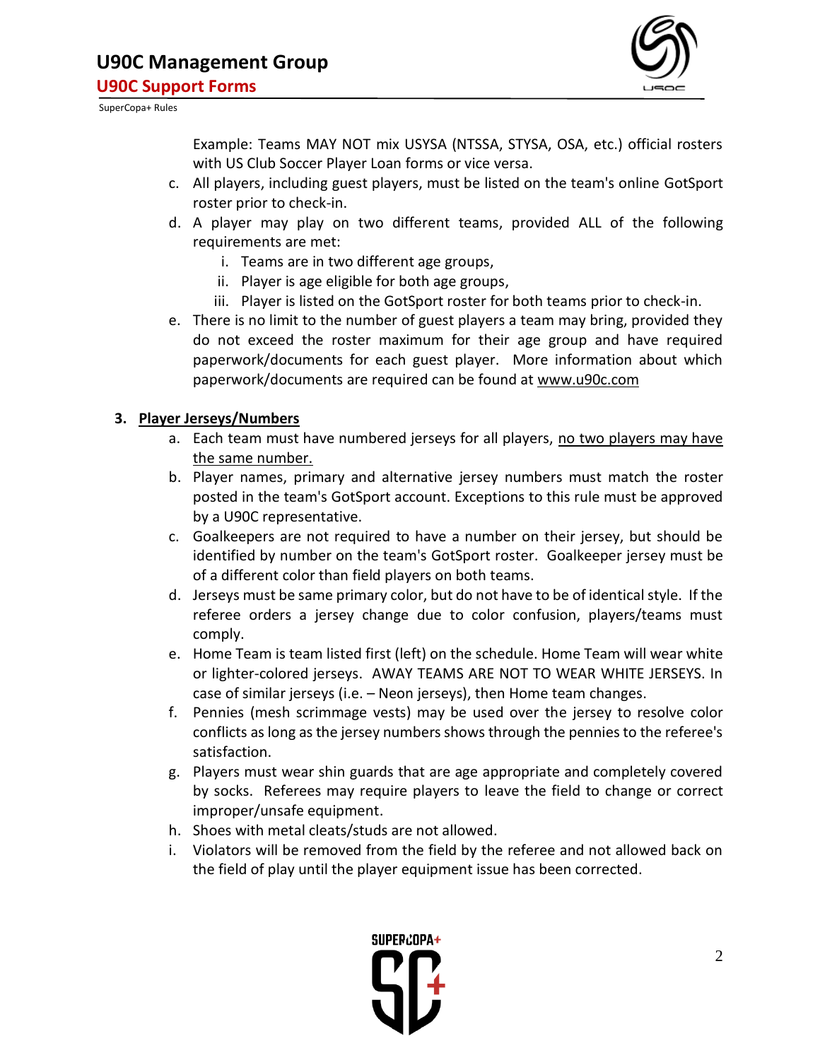Example: Teams MAY NOT mix USYSA (NTSSA, STYSA, OSA, etc.) official rosters with US Club Soccer Player Loan forms or vice versa.

c. All players, including guest players, must be listed on the team's online GotSport roster prior to check-in.

d. A player may play on two different teams, provided ALL of the following requirements are met:
   i. Teams are in two different age groups,
   ii. Player is age eligible for both age groups,
   iii. Player is listed on the GotSport roster for both teams prior to check-in.

e. There is no limit to the number of guest players a team may bring, provided they do not exceed the roster maximum for their age group and have required paperwork/documents for each guest player. More information about which paperwork/documents are required can be found at www.u90c.com

**3. Player Jerseys/Numbers**

a. Each team must have numbered jerseys for all players, no two players may have the same number.

b. Player names, primary and alternative jersey numbers must match the roster posted in the team's GotSport account. Exceptions to this rule must be approved by a U90C representative.

c. Goalkeepers are not required to have a number on their jersey, but should be identified by number on the team's GotSport roster. Goalkeeper jersey must be of a different color than field players on both teams.

d. Jerseys must be same primary color, but do not have to be of identical style. If the referee orders a jersey change due to color confusion, players/teams must comply.

e. Home Team is team listed first (left) on the schedule. Home Team will wear white or lighter-colored jerseys. AWAY TEAMS ARE NOT TO WEAR WHITE JERSEYS. In case of similar jerseys (i.e. – Neon jerseys), then Home team changes.

f. Pennies (mesh scrimmage vests) may be used over the jersey to resolve color conflicts as long as the jersey numbers shows through the pennies to the referee's satisfaction.

g. Players must wear shin guards that are age appropriate and completely covered by socks. Referees may require players to leave the field to change or correct improper/unsafe equipment.

h. Shoes with metal cleats/studs are not allowed.

i. Violators will be removed from the field by the referee and not allowed back on the field of play until the player equipment issue has been corrected.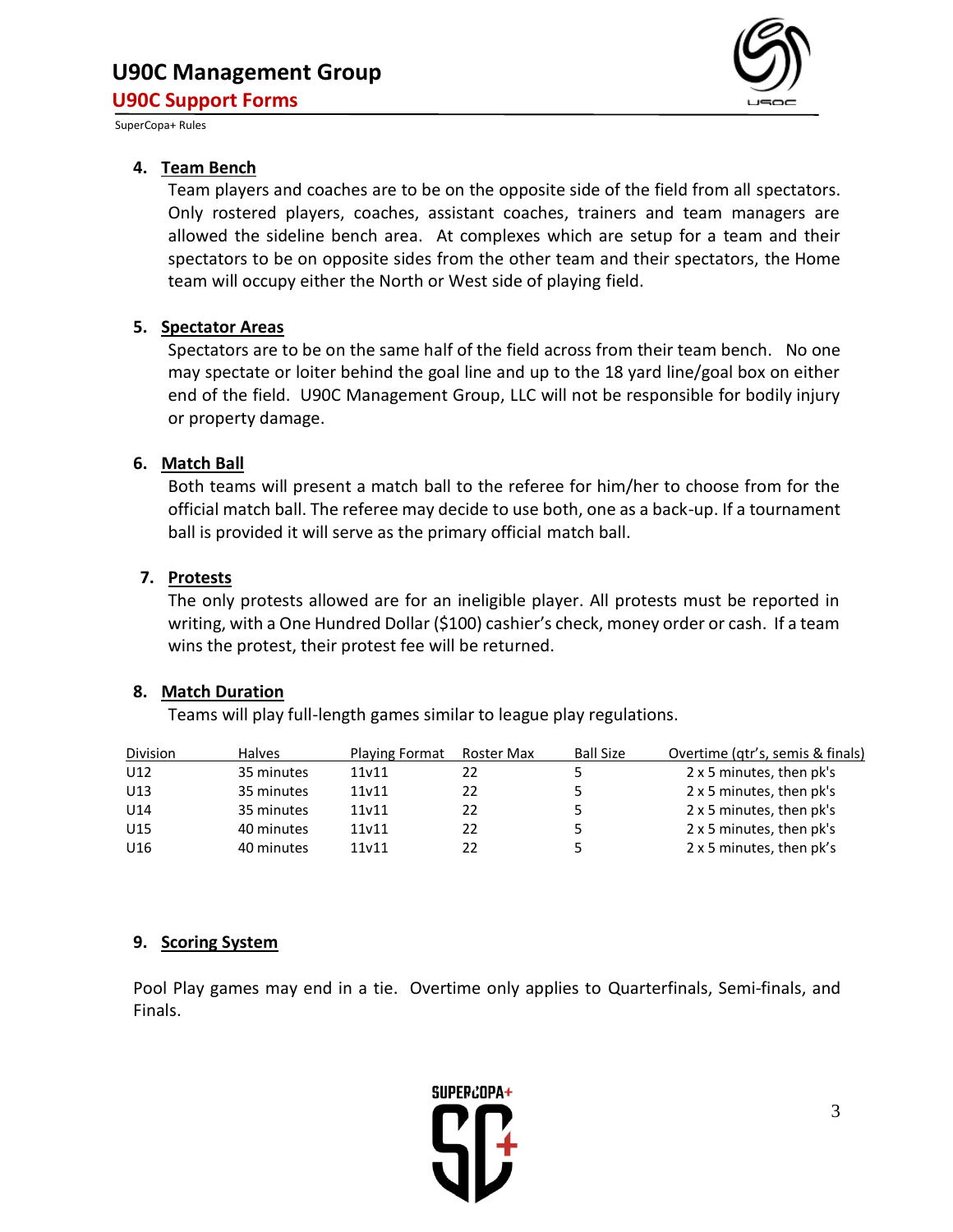4. **Team Bench**

   Team players and coaches are to be on the opposite side of the field from all spectators. Only rostered players, coaches, assistant coaches, trainers and team managers are allowed the sideline bench area. At complexes which are setup for a team and their spectators to be on opposite sides from the other team and their spectators, the Home team will occupy either the North or West side of playing field.

5. **Spectator Areas**

   Spectators are to be on the same half of the field across from their team bench. No one may spectate or loiter behind the goal line and up to the 18 yard line/goal box on either end of the field. U90C Management Group, LLC will not be responsible for bodily injury or property damage.

6. **Match Ball**

   Both teams will present a match ball to the referee for him/her to choose from for the official match ball. The referee may decide to use both, one as a back-up. If a tournament ball is provided it will serve as the primary official match ball.

7. **Protests**

   The only protests allowed are for an ineligible player. All protests must be reported in writing, with a One Hundred Dollar ($100) cashier's check, money order or cash. If a team wins the protest, their protest fee will be returned.

8. **Match Duration**

   Teams will play full-length games similar to league play regulations.

| Division | Halves | Playing Format | Roster Max | Ball Size | Overtime (qtr's, semis & finals) |
|---|---|---|---|---|---|
| U12 | 35 minutes | 11v11 | 22 | 5 | 2 x 5 minutes, then pk's |
| U13 | 35 minutes | 11v11 | 22 | 5 | 2 x 5 minutes, then pk's |
| U14 | 35 minutes | 11v11 | 22 | 5 | 2 x 5 minutes, then pk's |
| U15 | 40 minutes | 11v11 | 22 | 5 | 2 x 5 minutes, then pk's |
| U16 | 40 minutes | 11v11 | 22 | 5 | 2 x 5 minutes, then pk's |

9. **Scoring System**

Pool Play games may end in a tie. Overtime only applies to Quarterfinals, Semi-finals, and Finals.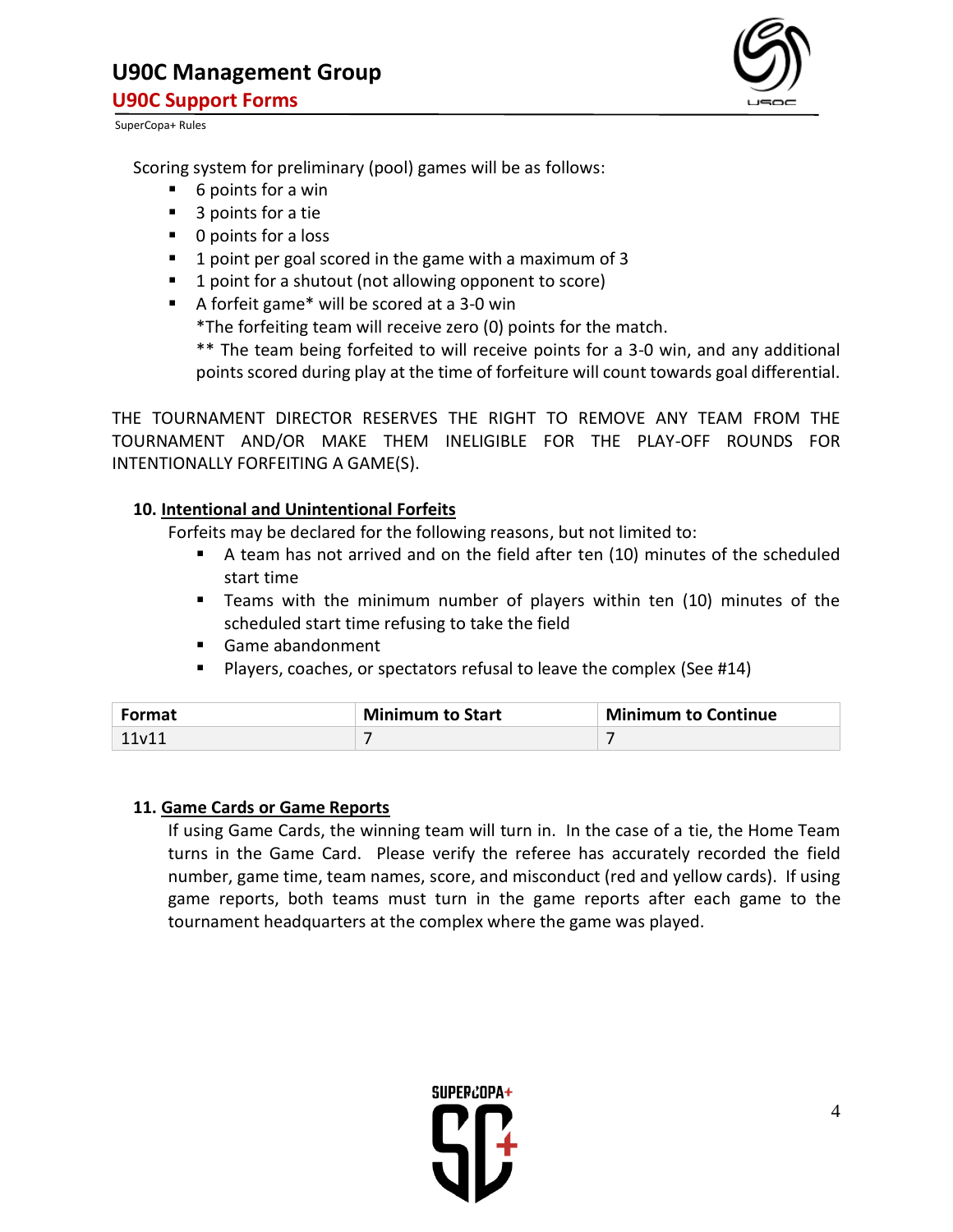Scoring system for preliminary (pool) games will be as follows:

- 6 points for a win
- 3 points for a tie
- 0 points for a loss
- 1 point per goal scored in the game with a maximum of 3
- 1 point for a shutout (not allowing opponent to score)
- A forfeit game* will be scored at a 3-0 win
  *The forfeiting team will receive zero (0) points for the match.
  ** The team being forfeited to will receive points for a 3-0 win, and any additional points scored during play at the time of forfeiture will count towards goal differential.

THE TOURNAMENT DIRECTOR RESERVES THE RIGHT TO REMOVE ANY TEAM FROM THE TOURNAMENT AND/OR MAKE THEM INELIGIBLE FOR THE PLAY-OFF ROUNDS FOR INTENTIONALLY FORFEITING A GAME(S).

### 10. Intentional and Unintentional Forfeits

Forfeits may be declared for the following reasons, but not limited to:

- A team has not arrived and on the field after ten (10) minutes of the scheduled start time
- Teams with the minimum number of players within ten (10) minutes of the scheduled start time refusing to take the field
- Game abandonment
- Players, coaches, or spectators refusal to leave the complex (See #14)

| Format | Minimum to Start | Minimum to Continue |
|---|---|---|
| 11v11 | 7 | 7 |

### 11. Game Cards or Game Reports

If using Game Cards, the winning team will turn in. In the case of a tie, the Home Team turns in the Game Card. Please verify the referee has accurately recorded the field number, game time, team names, score, and misconduct (red and yellow cards). If using game reports, both teams must turn in the game reports after each game to the tournament headquarters at the complex where the game was played.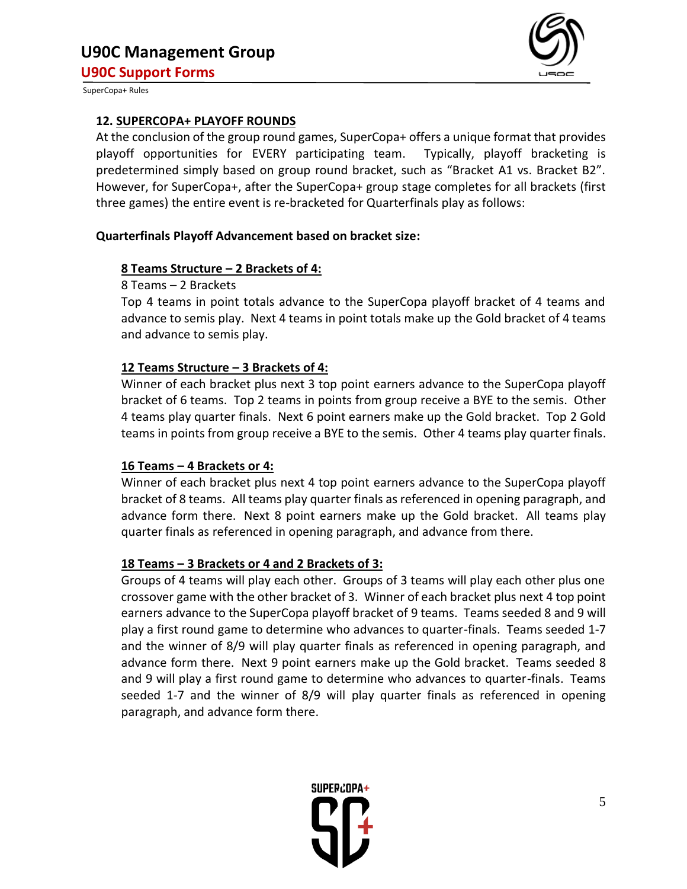### 12. SUPERCOPA+ PLAYOFF ROUNDS

At the conclusion of the group round games, SuperCopa+ offers a unique format that provides playoff opportunities for EVERY participating team. Typically, playoff bracketing is predetermined simply based on group round bracket, such as "Bracket A1 vs. Bracket B2". However, for SuperCopa+, after the SuperCopa+ group stage completes for all brackets (first three games) the entire event is re-bracketed for Quarterfinals play as follows:

**Quarterfinals Playoff Advancement based on bracket size:**

**8 Teams Structure – 2 Brackets of 4:**

8 Teams – 2 Brackets

Top 4 teams in point totals advance to the SuperCopa playoff bracket of 4 teams and advance to semis play. Next 4 teams in point totals make up the Gold bracket of 4 teams and advance to semis play.

**12 Teams Structure – 3 Brackets of 4:**

Winner of each bracket plus next 3 top point earners advance to the SuperCopa playoff bracket of 6 teams. Top 2 teams in points from group receive a BYE to the semis. Other 4 teams play quarter finals. Next 6 point earners make up the Gold bracket. Top 2 Gold teams in points from group receive a BYE to the semis. Other 4 teams play quarter finals.

**16 Teams – 4 Brackets or 4:**

Winner of each bracket plus next 4 top point earners advance to the SuperCopa playoff bracket of 8 teams. All teams play quarter finals as referenced in opening paragraph, and advance form there. Next 8 point earners make up the Gold bracket. All teams play quarter finals as referenced in opening paragraph, and advance from there.

**18 Teams – 3 Brackets or 4 and 2 Brackets of 3:**

Groups of 4 teams will play each other. Groups of 3 teams will play each other plus one crossover game with the other bracket of 3. Winner of each bracket plus next 4 top point earners advance to the SuperCopa playoff bracket of 9 teams. Teams seeded 8 and 9 will play a first round game to determine who advances to quarter-finals. Teams seeded 1-7 and the winner of 8/9 will play quarter finals as referenced in opening paragraph, and advance form there. Next 9 point earners make up the Gold bracket. Teams seeded 8 and 9 will play a first round game to determine who advances to quarter-finals. Teams seeded 1-7 and the winner of 8/9 will play quarter finals as referenced in opening paragraph, and advance form there.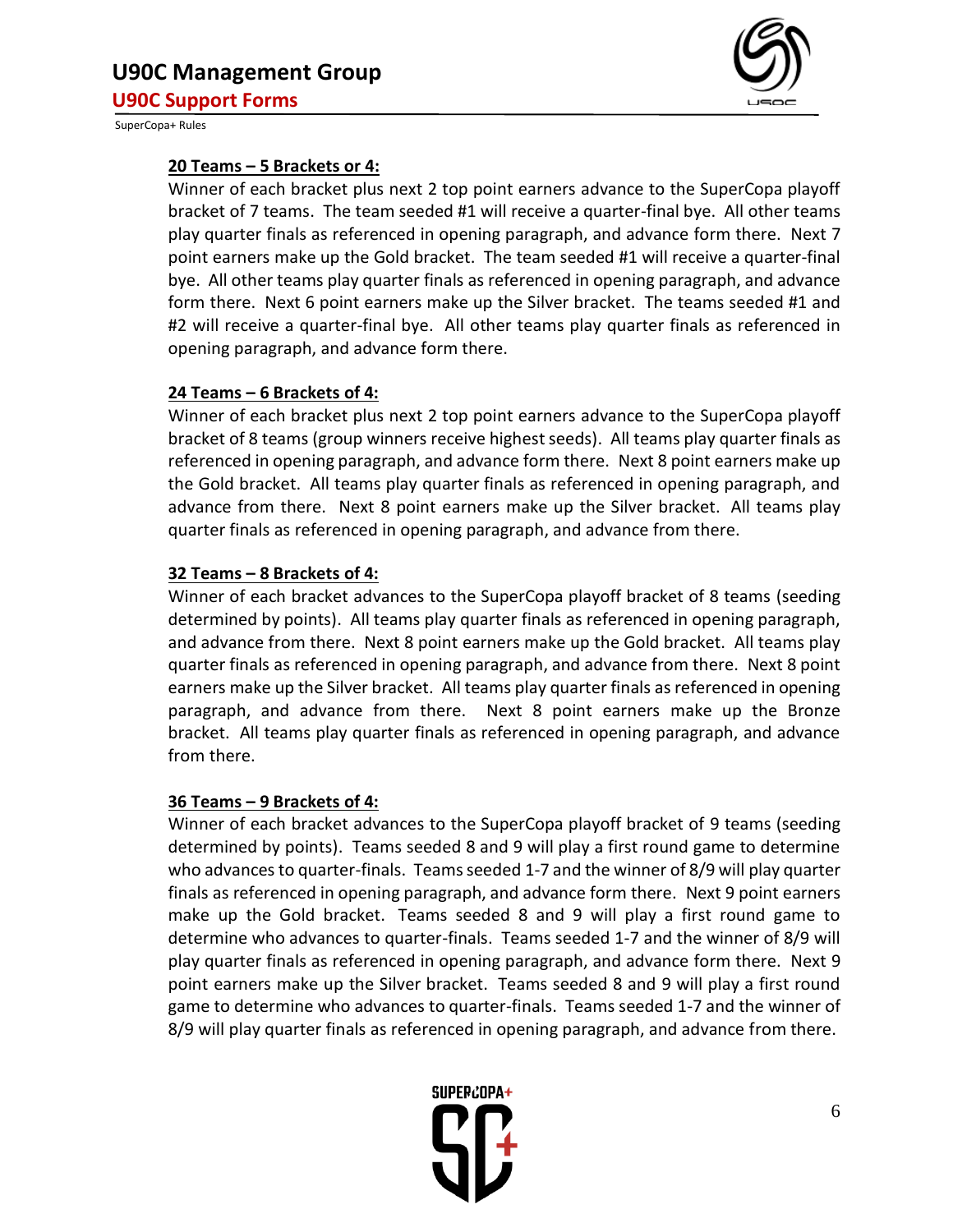**20 Teams – 5 Brackets or 4:**

Winner of each bracket plus next 2 top point earners advance to the SuperCopa playoff bracket of 7 teams. The team seeded #1 will receive a quarter-final bye. All other teams play quarter finals as referenced in opening paragraph, and advance form there. Next 7 point earners make up the Gold bracket. The team seeded #1 will receive a quarter-final bye. All other teams play quarter finals as referenced in opening paragraph, and advance form there. Next 6 point earners make up the Silver bracket. The teams seeded #1 and #2 will receive a quarter-final bye. All other teams play quarter finals as referenced in opening paragraph, and advance form there.

**24 Teams – 6 Brackets of 4:**

Winner of each bracket plus next 2 top point earners advance to the SuperCopa playoff bracket of 8 teams (group winners receive highest seeds). All teams play quarter finals as referenced in opening paragraph, and advance form there. Next 8 point earners make up the Gold bracket. All teams play quarter finals as referenced in opening paragraph, and advance from there. Next 8 point earners make up the Silver bracket. All teams play quarter finals as referenced in opening paragraph, and advance from there.

**32 Teams – 8 Brackets of 4:**

Winner of each bracket advances to the SuperCopa playoff bracket of 8 teams (seeding determined by points). All teams play quarter finals as referenced in opening paragraph, and advance from there. Next 8 point earners make up the Gold bracket. All teams play quarter finals as referenced in opening paragraph, and advance from there. Next 8 point earners make up the Silver bracket. All teams play quarter finals as referenced in opening paragraph, and advance from there. Next 8 point earners make up the Bronze bracket. All teams play quarter finals as referenced in opening paragraph, and advance from there.

**36 Teams – 9 Brackets of 4:**

Winner of each bracket advances to the SuperCopa playoff bracket of 9 teams (seeding determined by points). Teams seeded 8 and 9 will play a first round game to determine who advances to quarter-finals. Teams seeded 1-7 and the winner of 8/9 will play quarter finals as referenced in opening paragraph, and advance form there. Next 9 point earners make up the Gold bracket. Teams seeded 8 and 9 will play a first round game to determine who advances to quarter-finals. Teams seeded 1-7 and the winner of 8/9 will play quarter finals as referenced in opening paragraph, and advance form there. Next 9 point earners make up the Silver bracket. Teams seeded 8 and 9 will play a first round game to determine who advances to quarter-finals. Teams seeded 1-7 and the winner of 8/9 will play quarter finals as referenced in opening paragraph, and advance from there.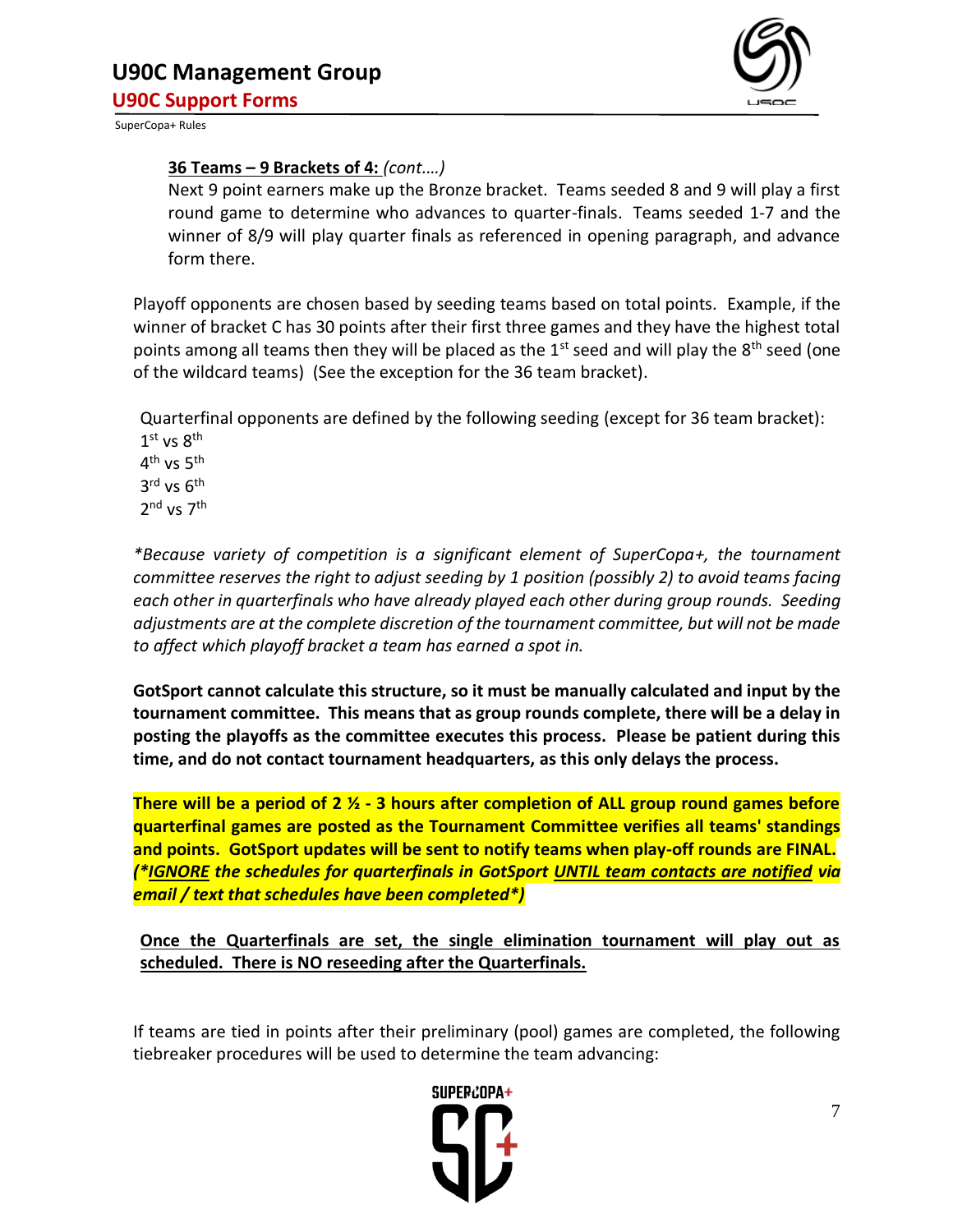**<u>36 Teams – 9 Brackets of 4:</u>** *(cont….)*

Next 9 point earners make up the Bronze bracket. Teams seeded 8 and 9 will play a first round game to determine who advances to quarter-finals. Teams seeded 1-7 and the winner of 8/9 will play quarter finals as referenced in opening paragraph, and advance form there.

Playoff opponents are chosen based by seeding teams based on total points. Example, if the winner of bracket C has 30 points after their first three games and they have the highest total points among all teams then they will be placed as the 1st seed and will play the 8th seed (one of the wildcard teams) (See the exception for the 36 team bracket).

Quarterfinal opponents are defined by the following seeding (except for 36 team bracket):

1st vs 8th
4th vs 5th
3rd vs 6th
2nd vs 7th

*\*Because variety of competition is a significant element of SuperCopa+, the tournament committee reserves the right to adjust seeding by 1 position (possibly 2) to avoid teams facing each other in quarterfinals who have already played each other during group rounds. Seeding adjustments are at the complete discretion of the tournament committee, but will not be made to affect which playoff bracket a team has earned a spot in.*

**GotSport cannot calculate this structure, so it must be manually calculated and input by the tournament committee. This means that as group rounds complete, there will be a delay in posting the playoffs as the committee executes this process. Please be patient during this time, and do not contact tournament headquarters, as this only delays the process.**

**There will be a period of 2 ½ - 3 hours after completion of ALL group round games before quarterfinal games are posted as the Tournament Committee verifies all teams' standings and points. GotSport updates will be sent to notify teams when play-off rounds are FINAL.** ***(\*<u>IGNORE</u> the schedules for quarterfinals in GotSport <u>UNTIL team contacts are notified</u> via email / text that schedules have been completed\*)***

**<u>Once the Quarterfinals are set, the single elimination tournament will play out as scheduled. There is NO reseeding after the Quarterfinals.</u>**

If teams are tied in points after their preliminary (pool) games are completed, the following tiebreaker procedures will be used to determine the team advancing: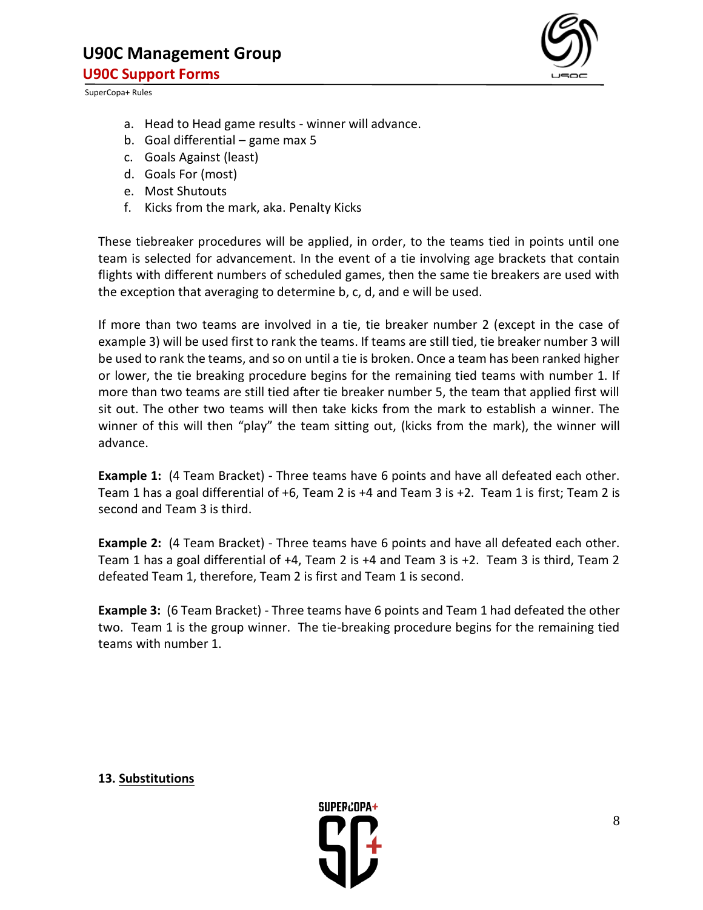a. Head to Head game results - winner will advance.
b. Goal differential – game max 5
c. Goals Against (least)
d. Goals For (most)
e. Most Shutouts
f. Kicks from the mark, aka. Penalty Kicks

These tiebreaker procedures will be applied, in order, to the teams tied in points until one team is selected for advancement. In the event of a tie involving age brackets that contain flights with different numbers of scheduled games, then the same tie breakers are used with the exception that averaging to determine b, c, d, and e will be used.

If more than two teams are involved in a tie, tie breaker number 2 (except in the case of example 3) will be used first to rank the teams. If teams are still tied, tie breaker number 3 will be used to rank the teams, and so on until a tie is broken. Once a team has been ranked higher or lower, the tie breaking procedure begins for the remaining tied teams with number 1. If more than two teams are still tied after tie breaker number 5, the team that applied first will sit out. The other two teams will then take kicks from the mark to establish a winner. The winner of this will then "play" the team sitting out, (kicks from the mark), the winner will advance.

**Example 1:** (4 Team Bracket) - Three teams have 6 points and have all defeated each other. Team 1 has a goal differential of +6, Team 2 is +4 and Team 3 is +2. Team 1 is first; Team 2 is second and Team 3 is third.

**Example 2:** (4 Team Bracket) - Three teams have 6 points and have all defeated each other. Team 1 has a goal differential of +4, Team 2 is +4 and Team 3 is +2. Team 3 is third, Team 2 defeated Team 1, therefore, Team 2 is first and Team 1 is second.

**Example 3:** (6 Team Bracket) - Three teams have 6 points and Team 1 had defeated the other two. Team 1 is the group winner. The tie-breaking procedure begins for the remaining tied teams with number 1.

**13. Substitutions**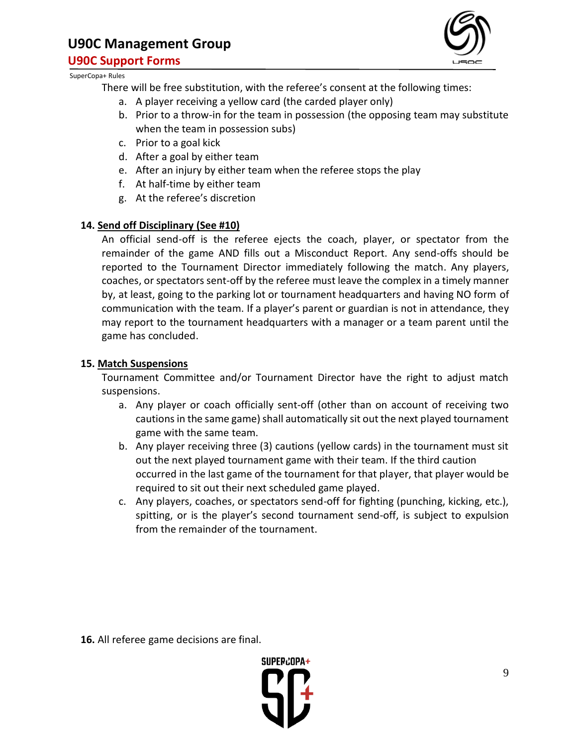There will be free substitution, with the referee's consent at the following times:

a. A player receiving a yellow card (the carded player only)
b. Prior to a throw-in for the team in possession (the opposing team may substitute when the team in possession subs)
c. Prior to a goal kick
d. After a goal by either team
e. After an injury by either team when the referee stops the play
f. At half-time by either team
g. At the referee's discretion

**14. Send off Disciplinary (See #10)**

An official send-off is the referee ejects the coach, player, or spectator from the remainder of the game AND fills out a Misconduct Report. Any send-offs should be reported to the Tournament Director immediately following the match. Any players, coaches, or spectators sent-off by the referee must leave the complex in a timely manner by, at least, going to the parking lot or tournament headquarters and having NO form of communication with the team. If a player's parent or guardian is not in attendance, they may report to the tournament headquarters with a manager or a team parent until the game has concluded.

**15. Match Suspensions**

Tournament Committee and/or Tournament Director have the right to adjust match suspensions.

a. Any player or coach officially sent-off (other than on account of receiving two cautions in the same game) shall automatically sit out the next played tournament game with the same team.
b. Any player receiving three (3) cautions (yellow cards) in the tournament must sit out the next played tournament game with their team. If the third caution occurred in the last game of the tournament for that player, that player would be required to sit out their next scheduled game played.
c. Any players, coaches, or spectators send-off for fighting (punching, kicking, etc.), spitting, or is the player's second tournament send-off, is subject to expulsion from the remainder of the tournament.

**16.** All referee game decisions are final.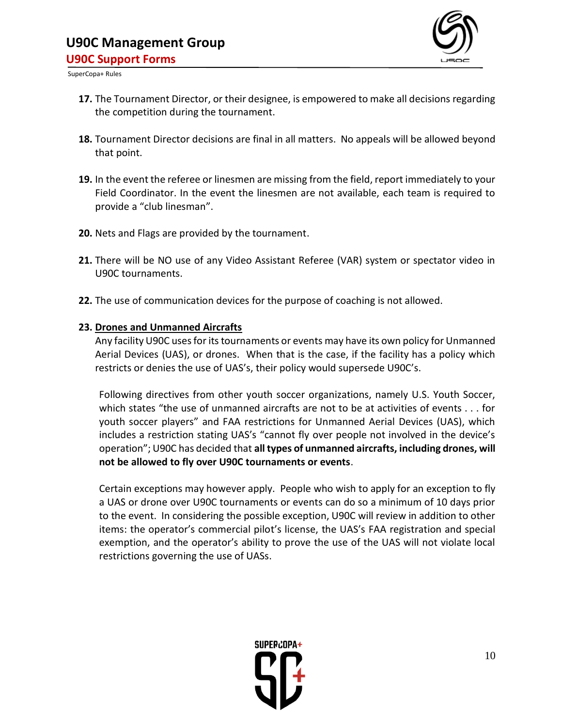17. The Tournament Director, or their designee, is empowered to make all decisions regarding the competition during the tournament.

18. Tournament Director decisions are final in all matters. No appeals will be allowed beyond that point.

19. In the event the referee or linesmen are missing from the field, report immediately to your Field Coordinator. In the event the linesmen are not available, each team is required to provide a "club linesman".

20. Nets and Flags are provided by the tournament.

21. There will be NO use of any Video Assistant Referee (VAR) system or spectator video in U90C tournaments.

22. The use of communication devices for the purpose of coaching is not allowed.

23. **Drones and Unmanned Aircrafts**

    Any facility U90C uses for its tournaments or events may have its own policy for Unmanned Aerial Devices (UAS), or drones. When that is the case, if the facility has a policy which restricts or denies the use of UAS's, their policy would supersede U90C's.

    Following directives from other youth soccer organizations, namely U.S. Youth Soccer, which states "the use of unmanned aircrafts are not to be at activities of events . . . for youth soccer players" and FAA restrictions for Unmanned Aerial Devices (UAS), which includes a restriction stating UAS's "cannot fly over people not involved in the device's operation"; U90C has decided that **all types of unmanned aircrafts, including drones, will not be allowed to fly over U90C tournaments or events**.

    Certain exceptions may however apply. People who wish to apply for an exception to fly a UAS or drone over U90C tournaments or events can do so a minimum of 10 days prior to the event. In considering the possible exception, U90C will review in addition to other items: the operator's commercial pilot's license, the UAS's FAA registration and special exemption, and the operator's ability to prove the use of the UAS will not violate local restrictions governing the use of UASs.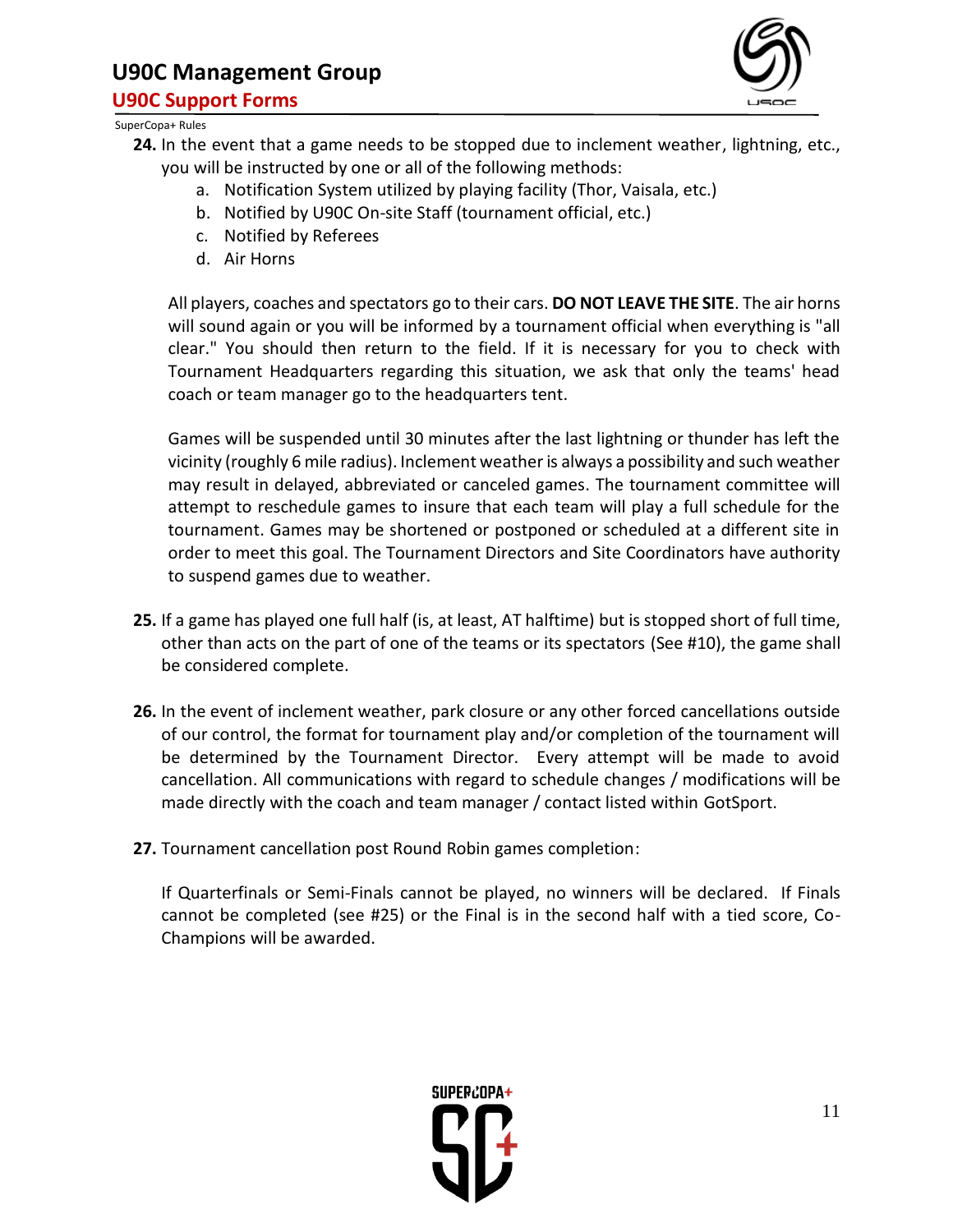**24.** In the event that a game needs to be stopped due to inclement weather, lightning, etc., you will be instructed by one or all of the following methods:

a. Notification System utilized by playing facility (Thor, Vaisala, etc.)
b. Notified by U90C On-site Staff (tournament official, etc.)
c. Notified by Referees
d. Air Horns

All players, coaches and spectators go to their cars. **DO NOT LEAVE THE SITE**. The air horns will sound again or you will be informed by a tournament official when everything is "all clear." You should then return to the field. If it is necessary for you to check with Tournament Headquarters regarding this situation, we ask that only the teams' head coach or team manager go to the headquarters tent.

Games will be suspended until 30 minutes after the last lightning or thunder has left the vicinity (roughly 6 mile radius). Inclement weather is always a possibility and such weather may result in delayed, abbreviated or canceled games. The tournament committee will attempt to reschedule games to insure that each team will play a full schedule for the tournament. Games may be shortened or postponed or scheduled at a different site in order to meet this goal. The Tournament Directors and Site Coordinators have authority to suspend games due to weather.

**25.** If a game has played one full half (is, at least, AT halftime) but is stopped short of full time, other than acts on the part of one of the teams or its spectators (See #10), the game shall be considered complete.

**26.** In the event of inclement weather, park closure or any other forced cancellations outside of our control, the format for tournament play and/or completion of the tournament will be determined by the Tournament Director. Every attempt will be made to avoid cancellation. All communications with regard to schedule changes / modifications will be made directly with the coach and team manager / contact listed within GotSport.

**27.** Tournament cancellation post Round Robin games completion:

If Quarterfinals or Semi-Finals cannot be played, no winners will be declared. If Finals cannot be completed (see #25) or the Final is in the second half with a tied score, Co-Champions will be awarded.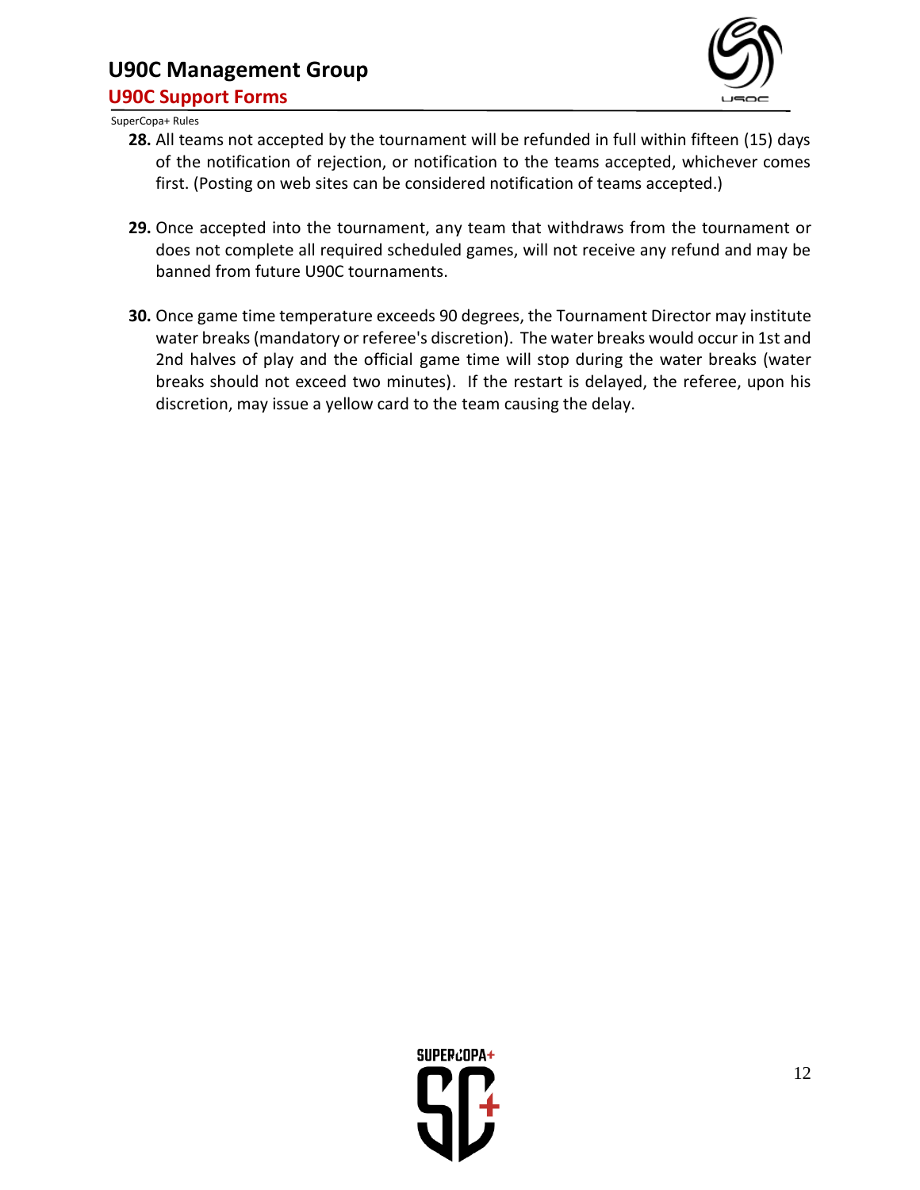28. All teams not accepted by the tournament will be refunded in full within fifteen (15) days of the notification of rejection, or notification to the teams accepted, whichever comes first. (Posting on web sites can be considered notification of teams accepted.)

29. Once accepted into the tournament, any team that withdraws from the tournament or does not complete all required scheduled games, will not receive any refund and may be banned from future U90C tournaments.

30. Once game time temperature exceeds 90 degrees, the Tournament Director may institute water breaks (mandatory or referee's discretion). The water breaks would occur in 1st and 2nd halves of play and the official game time will stop during the water breaks (water breaks should not exceed two minutes). If the restart is delayed, the referee, upon his discretion, may issue a yellow card to the team causing the delay.